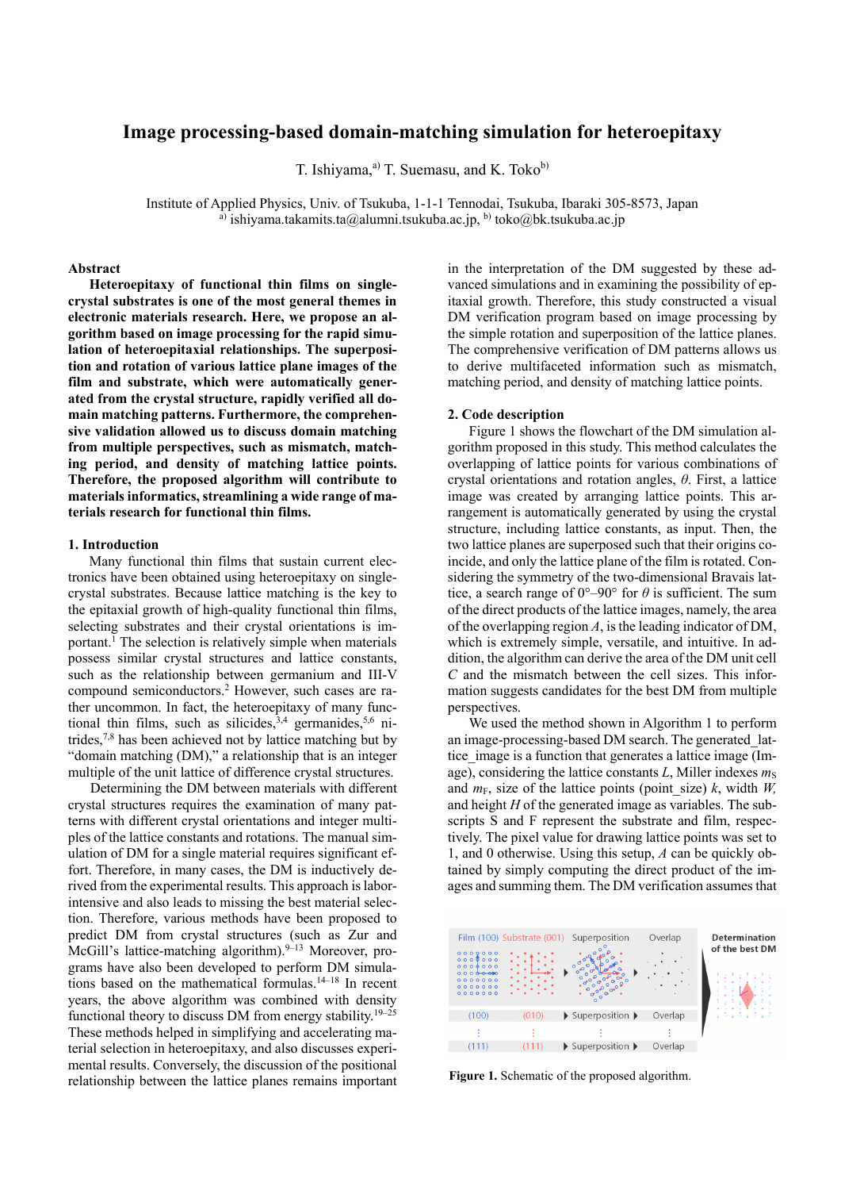# Image processing-based domain-matching simulation for heteroepitaxy

T. Ishiyama,[a] T. Suemasu, and K. Toko[b]

Institute of Applied Physics, Univ. of Tsukuba, 1-1-1 Tennodai, Tsukuba, Ibaraki 305-8573, Japan
[a] ishiyama.takamits.ta@alumni.tsukuba.ac.jp, [b] toko@bk.tsukuba.ac.jp

## Abstract

**Heteroepitaxy of functional thin films on single-crystal substrates is one of the most general themes in electronic materials research. Here, we propose an algorithm based on image processing for the rapid simulation of heteroepitaxial relationships. The superposition and rotation of various lattice plane images of the film and substrate, which were automatically generated from the crystal structure, rapidly verified all domain matching patterns. Furthermore, the comprehensive validation allowed us to discuss domain matching from multiple perspectives, such as mismatch, matching period, and density of matching lattice points. Therefore, the proposed algorithm will contribute to materials informatics, streamlining a wide range of materials research for functional thin films.**

## 1. Introduction

Many functional thin films that sustain current electronics have been obtained using heteroepitaxy on single-crystal substrates. Because lattice matching is the key to the epitaxial growth of high-quality functional thin films, selecting substrates and their crystal orientations is important.[1] The selection is relatively simple when materials possess similar crystal structures and lattice constants, such as the relationship between germanium and III-V compound semiconductors.[2] However, such cases are rather uncommon. In fact, the heteroepitaxy of many functional thin films, such as silicides,[3,4] germanides,[5,6] nitrides,[7,8] has been achieved not by lattice matching but by "domain matching (DM)," a relationship that is an integer multiple of the unit lattice of difference crystal structures.

Determining the DM between materials with different crystal structures requires the examination of many patterns with different crystal orientations and integer multiples of the lattice constants and rotations. The manual simulation of DM for a single material requires significant effort. Therefore, in many cases, the DM is inductively derived from the experimental results. This approach is labor-intensive and also leads to missing the best material selection. Therefore, various methods have been proposed to predict DM from crystal structures (such as Zur and McGill's lattice-matching algorithm).[9–13] Moreover, programs have also been developed to perform DM simulations based on the mathematical formulas.[14–18] In recent years, the above algorithm was combined with density functional theory to discuss DM from energy stability.[19–25] These methods helped in simplifying and accelerating material selection in heteroepitaxy, and also discusses experimental results. Conversely, the discussion of the positional relationship between the lattice planes remains important in the interpretation of the DM suggested by these advanced simulations and in examining the possibility of epitaxial growth. Therefore, this study constructed a visual DM verification program based on image processing by the simple rotation and superposition of the lattice planes. The comprehensive verification of DM patterns allows us to derive multifaceted information such as mismatch, matching period, and density of matching lattice points.

## 2. Code description

Figure 1 shows the flowchart of the DM simulation algorithm proposed in this study. This method calculates the overlapping of lattice points for various combinations of crystal orientations and rotation angles, $\theta$. First, a lattice image was created by arranging lattice points. This arrangement is automatically generated by using the crystal structure, including lattice constants, as input. Then, the two lattice planes are superposed such that their origins coincide, and only the lattice plane of the film is rotated. Considering the symmetry of the two-dimensional Bravais lattice, a search range of 0°–90° for $\theta$ is sufficient. The sum of the direct products of the lattice images, namely, the area of the overlapping region $A$, is the leading indicator of DM, which is extremely simple, versatile, and intuitive. In addition, the algorithm can derive the area of the DM unit cell $C$ and the mismatch between the cell sizes. This information suggests candidates for the best DM from multiple perspectives.

We used the method shown in Algorithm 1 to perform an image-processing-based DM search. The generated_lattice_image is a function that generates a lattice image (Image), considering the lattice constants $L$, Miller indexes $m_S$ and $m_F$, size of the lattice points (point_size) $k$, width $W$, and height $H$ of the generated image as variables. The subscripts S and F represent the substrate and film, respectively. The pixel value for drawing lattice points was set to 1, and 0 otherwise. Using this setup, $A$ can be quickly obtained by simply computing the direct product of the images and summing them. The DM verification assumes that

**Figure 1.** Schematic of the proposed algorithm.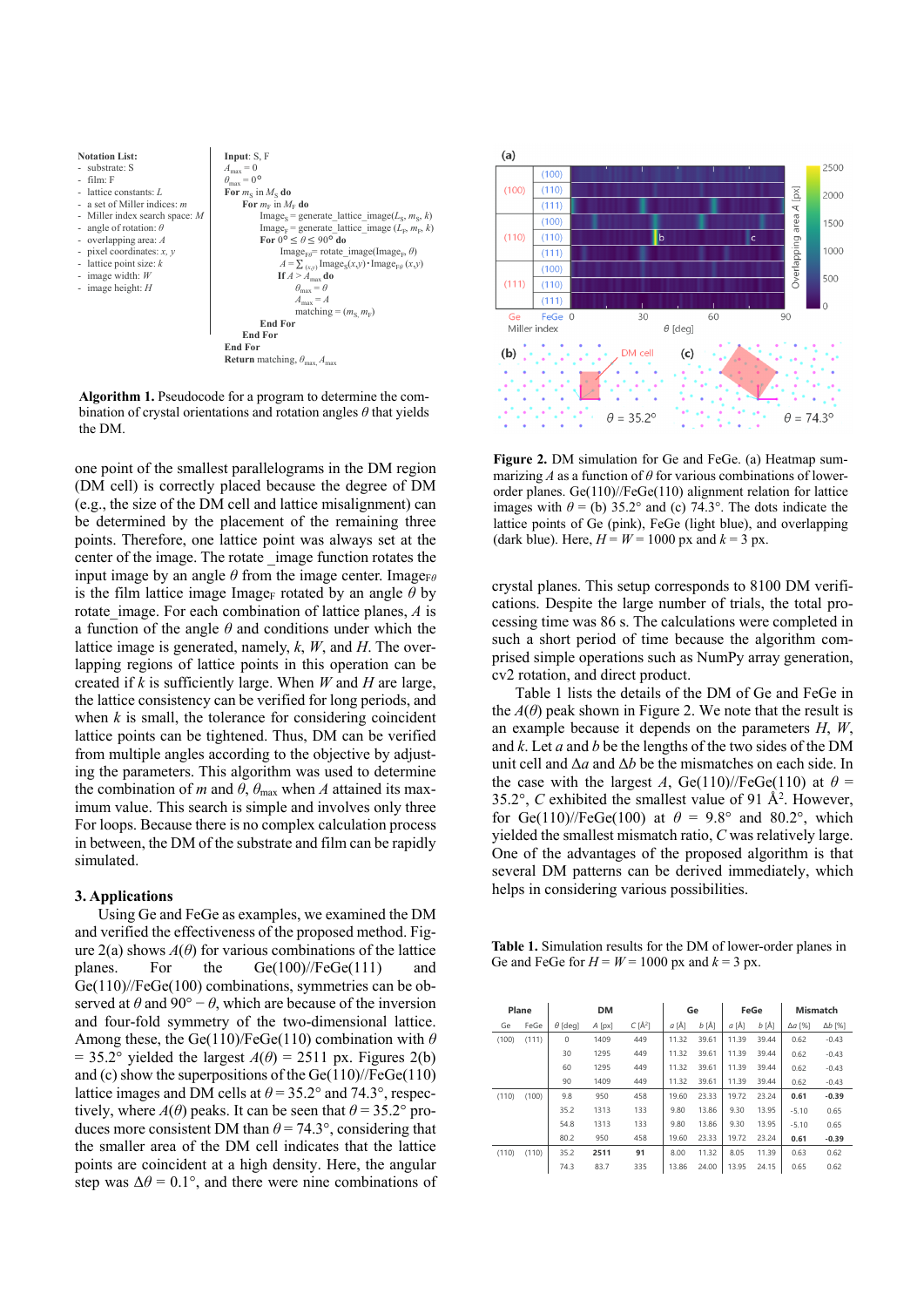**Notation List:**
- substrate: S
- film: F
- lattice constants: $L$
- a set of Miller indices: $m$
- Miller index search space: $M$
- angle of rotation: $\theta$
- overlapping area: $A$
- pixel coordinates: $x$, $y$
- lattice point size: $k$
- image width: $W$
- image height: $H$

```
Input: S, F
A_max = 0
θ_max = 0°
For m_S in M_S do
    For m_F in M_F do
        Image_S = generate_lattice_image(L_S, m_S, k)
        Image_F = generate_lattice_image (L_F, m_F, k)
        For 0° ≤ θ ≤ 90° do
            Image_Fθ = rotate_image(Image_F, θ)
            A = Σ_(x,y) Image_S(x,y)·Image_Fθ (x,y)
            If A > A_max do
                θ_max = θ
                A_max = A
                matching = (m_S, m_F)
        End For
    End For
End For
Return matching, θ_max, A_max
```

**Algorithm 1.** Pseudocode for a program to determine the combination of crystal orientations and rotation angles $\theta$ that yields the DM.

one point of the smallest parallelograms in the DM region (DM cell) is correctly placed because the degree of DM (e.g., the size of the DM cell and lattice misalignment) can be determined by the placement of the remaining three points. Therefore, one lattice point was always set at the center of the image. The rotate_image function rotates the input image by an angle $\theta$ from the image center. $Image_{F\theta}$ is the film lattice image $Image_F$ rotated by an angle $\theta$ by rotate_image. For each combination of lattice planes, $A$ is a function of the angle $\theta$ and conditions under which the lattice image is generated, namely, $k$, $W$, and $H$. The overlapping regions of lattice points in this operation can be created if $k$ is sufficiently large. When $W$ and $H$ are large, the lattice consistency can be verified for long periods, and when $k$ is small, the tolerance for considering coincident lattice points can be tightened. Thus, DM can be verified from multiple angles according to the objective by adjusting the parameters. This algorithm was used to determine the combination of $m$ and $\theta$, $\theta_{max}$ when $A$ attained its maximum value. This search is simple and involves only three For loops. Because there is no complex calculation process in between, the DM of the substrate and film can be rapidly simulated.

## 3. Applications

Using Ge and FeGe as examples, we examined the DM and verified the effectiveness of the proposed method. Figure 2(a) shows $A(\theta)$ for various combinations of the lattice planes. For the Ge(100)//FeGe(111) and Ge(110)//FeGe(100) combinations, symmetries can be observed at $\theta$ and $90° - \theta$, which are because of the inversion and four-fold symmetry of the two-dimensional lattice. Among these, the Ge(110)/FeGe(110) combination with $\theta$ = 35.2° yielded the largest $A(\theta)$ = 2511 px. Figures 2(b) and (c) show the superpositions of the Ge(110)//FeGe(110) lattice images and DM cells at $\theta$ = 35.2° and 74.3°, respectively, where $A(\theta)$ peaks. It can be seen that $\theta$ = 35.2° produces more consistent DM than $\theta$ = 74.3°, considering that the smaller area of the DM cell indicates that the lattice points are coincident at a high density. Here, the angular step was $\Delta\theta$ = 0.1°, and there were nine combinations of crystal planes. This setup corresponds to 8100 DM verifications. Despite the large number of trials, the total processing time was 86 s. The calculations were completed in such a short period of time because the algorithm comprised simple operations such as NumPy array generation, cv2 rotation, and direct product.

**Figure 2.** DM simulation for Ge and FeGe. (a) Heatmap summarizing $A$ as a function of $\theta$ for various combinations of lower-order planes. Ge(110)//FeGe(110) alignment relation for lattice images with $\theta$ = (b) 35.2° and (c) 74.3°. The dots indicate the lattice points of Ge (pink), FeGe (light blue), and overlapping (dark blue). Here, $H = W$ = 1000 px and $k$ = 3 px.

Table 1 lists the details of the DM of Ge and FeGe in the $A(\theta)$ peak shown in Figure 2. We note that the result is an example because it depends on the parameters $H$, $W$, and $k$. Let $a$ and $b$ be the lengths of the two sides of the DM unit cell and $\Delta a$ and $\Delta b$ be the mismatches on each side. In the case with the largest $A$, Ge(110)//FeGe(110) at $\theta$ = 35.2°, $C$ exhibited the smallest value of 91 Å$^2$. However, for Ge(110)//FeGe(100) at $\theta$ = 9.8° and 80.2°, which yielded the smallest mismatch ratio, $C$ was relatively large. One of the advantages of the proposed algorithm is that several DM patterns can be derived immediately, which helps in considering various possibilities.

**Table 1.** Simulation results for the DM of lower-order planes in Ge and FeGe for $H = W$ = 1000 px and $k$ = 3 px.

| Plane | | DM | | | Ge | | FeGe | | Mismatch | |
|---|---|---|---|---|---|---|---|---|---|---|
| Ge | FeGe | $\theta$ [deg] | $A$ [px] | $C$ [Å$^2$] | $a$ [Å] | $b$ [Å] | $a$ [Å] | $b$ [Å] | $\Delta a$ [%] | $\Delta b$ [%] |
| (100) | (111) | 0 | 1409 | 449 | 11.32 | 39.61 | 11.39 | 39.44 | 0.62 | -0.43 |
| | | 30 | 1295 | 449 | 11.32 | 39.61 | 11.39 | 39.44 | 0.62 | -0.43 |
| | | 60 | 1295 | 449 | 11.32 | 39.61 | 11.39 | 39.44 | 0.62 | -0.43 |
| | | 90 | 1409 | 449 | 11.32 | 39.61 | 11.39 | 39.44 | 0.62 | -0.43 |
| (110) | (100) | 9.8 | 950 | 458 | 19.60 | 23.33 | 19.72 | 23.24 | **0.61** | **-0.39** |
| | | 35.2 | 1313 | 133 | 9.80 | 13.86 | 9.30 | 13.95 | -5.10 | 0.65 |
| | | 54.8 | 1313 | 133 | 9.80 | 13.86 | 9.30 | 13.95 | -5.10 | 0.65 |
| | | 80.2 | 950 | 458 | 19.60 | 23.33 | 19.72 | 23.24 | **0.61** | **-0.39** |
| (110) | (110) | 35.2 | **2511** | **91** | 8.00 | 11.32 | 8.05 | 11.39 | 0.63 | 0.62 |
| | | 74.3 | 83.7 | 335 | 13.86 | 24.00 | 13.95 | 24.15 | 0.65 | 0.62 |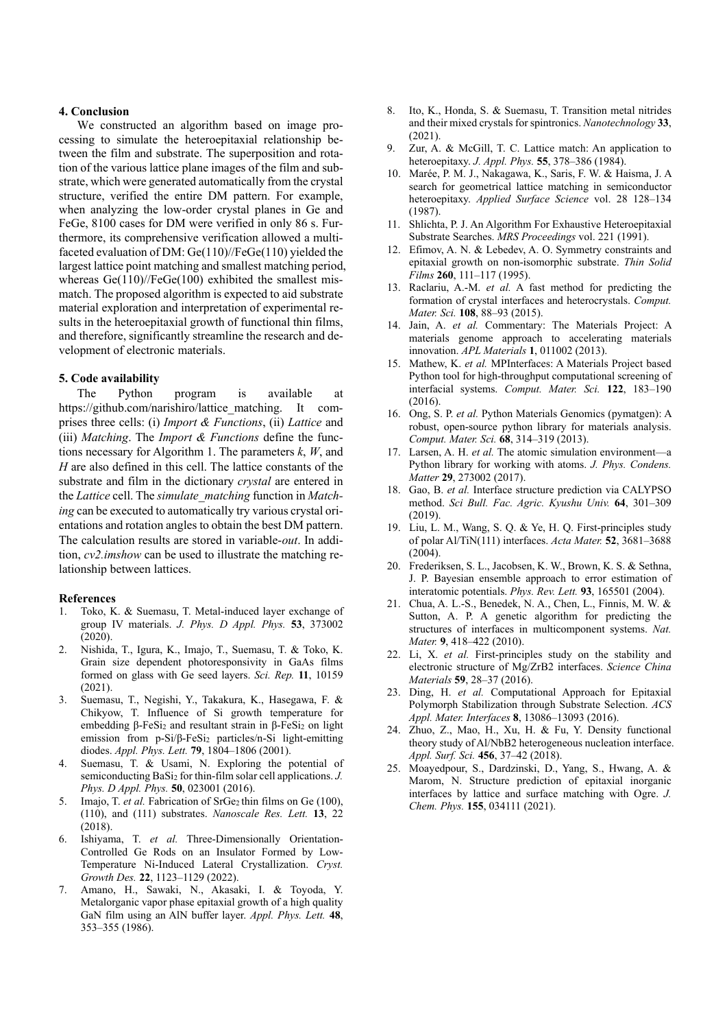## 4. Conclusion

We constructed an algorithm based on image processing to simulate the heteroepitaxial relationship between the film and substrate. The superposition and rotation of the various lattice plane images of the film and substrate, which were generated automatically from the crystal structure, verified the entire DM pattern. For example, when analyzing the low-order crystal planes in Ge and FeGe, 8100 cases for DM were verified in only 86 s. Furthermore, its comprehensive verification allowed a multi-faceted evaluation of DM: Ge(110)//FeGe(110) yielded the largest lattice point matching and smallest matching period, whereas Ge(110)//FeGe(100) exhibited the smallest mismatch. The proposed algorithm is expected to aid substrate material exploration and interpretation of experimental results in the heteroepitaxial growth of functional thin films, and therefore, significantly streamline the research and development of electronic materials.

## 5. Code availability

The Python program is available at https://github.com/narishiro/lattice_matching. It comprises three cells: (i) *Import & Functions*, (ii) *Lattice* and (iii) *Matching*. The *Import & Functions* define the functions necessary for Algorithm 1. The parameters $k$, $W$, and $H$ are also defined in this cell. The lattice constants of the substrate and film in the dictionary *crystal* are entered in the *Lattice* cell. The *simulate_matching* function in *Matching* can be executed to automatically try various crystal orientations and rotation angles to obtain the best DM pattern. The calculation results are stored in variable-*out*. In addition, *cv2.imshow* can be used to illustrate the matching relationship between lattices.

## References

1. Toko, K. & Suemasu, T. Metal-induced layer exchange of group IV materials. *J. Phys. D Appl. Phys.* **53**, 373002 (2020).
2. Nishida, T., Igura, K., Imajo, T., Suemasu, T. & Toko, K. Grain size dependent photoresponsivity in GaAs films formed on glass with Ge seed layers. *Sci. Rep.* **11**, 10159 (2021).
3. Suemasu, T., Negishi, Y., Takakura, K., Hasegawa, F. & Chikyow, T. Influence of Si growth temperature for embedding β-$FeSi_2$ and resultant strain in β-$FeSi_2$ on light emission from p-Si/β-$FeSi_2$ particles/n-Si light-emitting diodes. *Appl. Phys. Lett.* **79**, 1804–1806 (2001).
4. Suemasu, T. & Usami, N. Exploring the potential of semiconducting $BaSi_2$ for thin-film solar cell applications. *J. Phys. D Appl. Phys.* **50**, 023001 (2016).
5. Imajo, T. *et al.* Fabrication of $SrGe_2$ thin films on Ge (100), (110), and (111) substrates. *Nanoscale Res. Lett.* **13**, 22 (2018).
6. Ishiyama, T. *et al.* Three-Dimensionally Orientation-Controlled Ge Rods on an Insulator Formed by Low-Temperature Ni-Induced Lateral Crystallization. *Cryst. Growth Des.* **22**, 1123–1129 (2022).
7. Amano, H., Sawaki, N., Akasaki, I. & Toyoda, Y. Metalorganic vapor phase epitaxial growth of a high quality GaN film using an AlN buffer layer. *Appl. Phys. Lett.* **48**, 353–355 (1986).
8. Ito, K., Honda, S. & Suemasu, T. Transition metal nitrides and their mixed crystals for spintronics. *Nanotechnology* **33**, (2021).
9. Zur, A. & McGill, T. C. Lattice match: An application to heteroepitaxy. *J. Appl. Phys.* **55**, 378–386 (1984).
10. Marée, P. M. J., Nakagawa, K., Saris, F. W. & Haisma, J. A search for geometrical lattice matching in semiconductor heteroepitaxy. *Applied Surface Science* vol. 28 128–134 (1987).
11. Shlichta, P. J. An Algorithm For Exhaustive Heteroepitaxial Substrate Searches. *MRS Proceedings* vol. 221 (1991).
12. Efimov, A. N. & Lebedev, A. O. Symmetry constraints and epitaxial growth on non-isomorphic substrate. *Thin Solid Films* **260**, 111–117 (1995).
13. Raclariu, A.-M. *et al.* A fast method for predicting the formation of crystal interfaces and heterocrystals. *Comput. Mater. Sci.* **108**, 88–93 (2015).
14. Jain, A. *et al.* Commentary: The Materials Project: A materials genome approach to accelerating materials innovation. *APL Materials* **1**, 011002 (2013).
15. Mathew, K. *et al.* MPInterfaces: A Materials Project based Python tool for high-throughput computational screening of interfacial systems. *Comput. Mater. Sci.* **122**, 183–190 (2016).
16. Ong, S. P. *et al.* Python Materials Genomics (pymatgen): A robust, open-source python library for materials analysis. *Comput. Mater. Sci.* **68**, 314–319 (2013).
17. Larsen, A. H. *et al.* The atomic simulation environment—a Python library for working with atoms. *J. Phys. Condens. Matter* **29**, 273002 (2017).
18. Gao, B. *et al.* Interface structure prediction via CALYPSO method. *Sci Bull. Fac. Agric. Kyushu Univ.* **64**, 301–309 (2019).
19. Liu, L. M., Wang, S. Q. & Ye, H. Q. First-principles study of polar Al/TiN(111) interfaces. *Acta Mater.* **52**, 3681–3688 (2004).
20. Frederiksen, S. L., Jacobsen, K. W., Brown, K. S. & Sethna, J. P. Bayesian ensemble approach to error estimation of interatomic potentials. *Phys. Rev. Lett.* **93**, 165501 (2004).
21. Chua, A. L.-S., Benedek, N. A., Chen, L., Finnis, M. W. & Sutton, A. P. A genetic algorithm for predicting the structures of interfaces in multicomponent systems. *Nat. Mater.* **9**, 418–422 (2010).
22. Li, X. *et al.* First-principles study on the stability and electronic structure of Mg/ZrB2 interfaces. *Science China Materials* **59**, 28–37 (2016).
23. Ding, H. *et al.* Computational Approach for Epitaxial Polymorph Stabilization through Substrate Selection. *ACS Appl. Mater. Interfaces* **8**, 13086–13093 (2016).
24. Zhuo, Z., Mao, H., Xu, H. & Fu, Y. Density functional theory study of Al/NbB2 heterogeneous nucleation interface. *Appl. Surf. Sci.* **456**, 37–42 (2018).
25. Moayedpour, S., Dardzinski, D., Yang, S., Hwang, A. & Marom, N. Structure prediction of epitaxial inorganic interfaces by lattice and surface matching with Ogre. *J. Chem. Phys.* **155**, 034111 (2021).